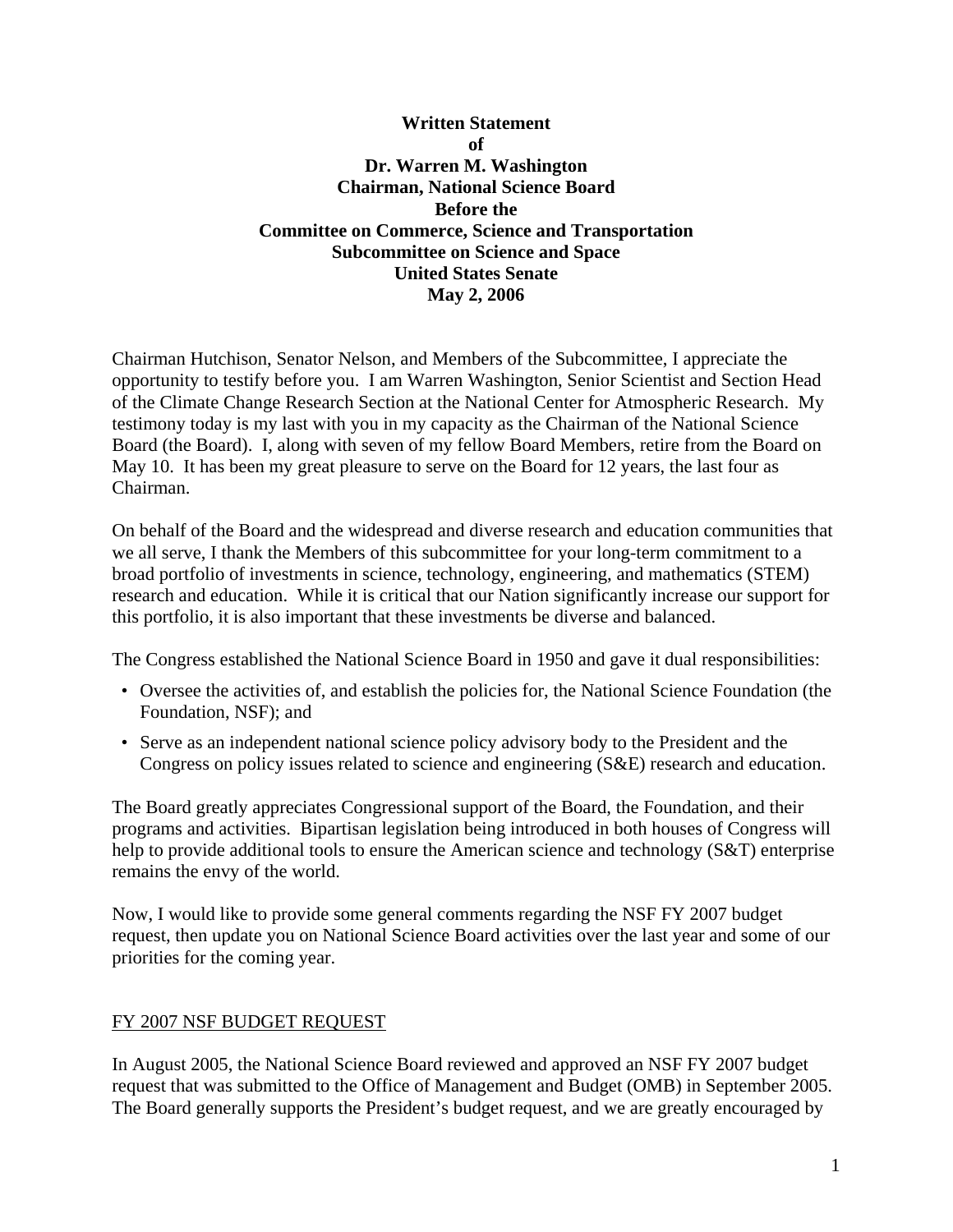**Written Statement**
**of**
**Dr. Warren M. Washington**
**Chairman, National Science Board**
**Before the**
**Committee on Commerce, Science and Transportation**
**Subcommittee on Science and Space**
**United States Senate**
**May 2, 2006**

Chairman Hutchison, Senator Nelson, and Members of the Subcommittee, I appreciate the opportunity to testify before you. I am Warren Washington, Senior Scientist and Section Head of the Climate Change Research Section at the National Center for Atmospheric Research. My testimony today is my last with you in my capacity as the Chairman of the National Science Board (the Board). I, along with seven of my fellow Board Members, retire from the Board on May 10. It has been my great pleasure to serve on the Board for 12 years, the last four as Chairman.

On behalf of the Board and the widespread and diverse research and education communities that we all serve, I thank the Members of this subcommittee for your long-term commitment to a broad portfolio of investments in science, technology, engineering, and mathematics (STEM) research and education. While it is critical that our Nation significantly increase our support for this portfolio, it is also important that these investments be diverse and balanced.

The Congress established the National Science Board in 1950 and gave it dual responsibilities:

- Oversee the activities of, and establish the policies for, the National Science Foundation (the Foundation, NSF); and
- Serve as an independent national science policy advisory body to the President and the Congress on policy issues related to science and engineering (S&E) research and education.

The Board greatly appreciates Congressional support of the Board, the Foundation, and their programs and activities. Bipartisan legislation being introduced in both houses of Congress will help to provide additional tools to ensure the American science and technology (S&T) enterprise remains the envy of the world.

Now, I would like to provide some general comments regarding the NSF FY 2007 budget request, then update you on National Science Board activities over the last year and some of our priorities for the coming year.

## FY 2007 NSF BUDGET REQUEST

In August 2005, the National Science Board reviewed and approved an NSF FY 2007 budget request that was submitted to the Office of Management and Budget (OMB) in September 2005. The Board generally supports the President's budget request, and we are greatly encouraged by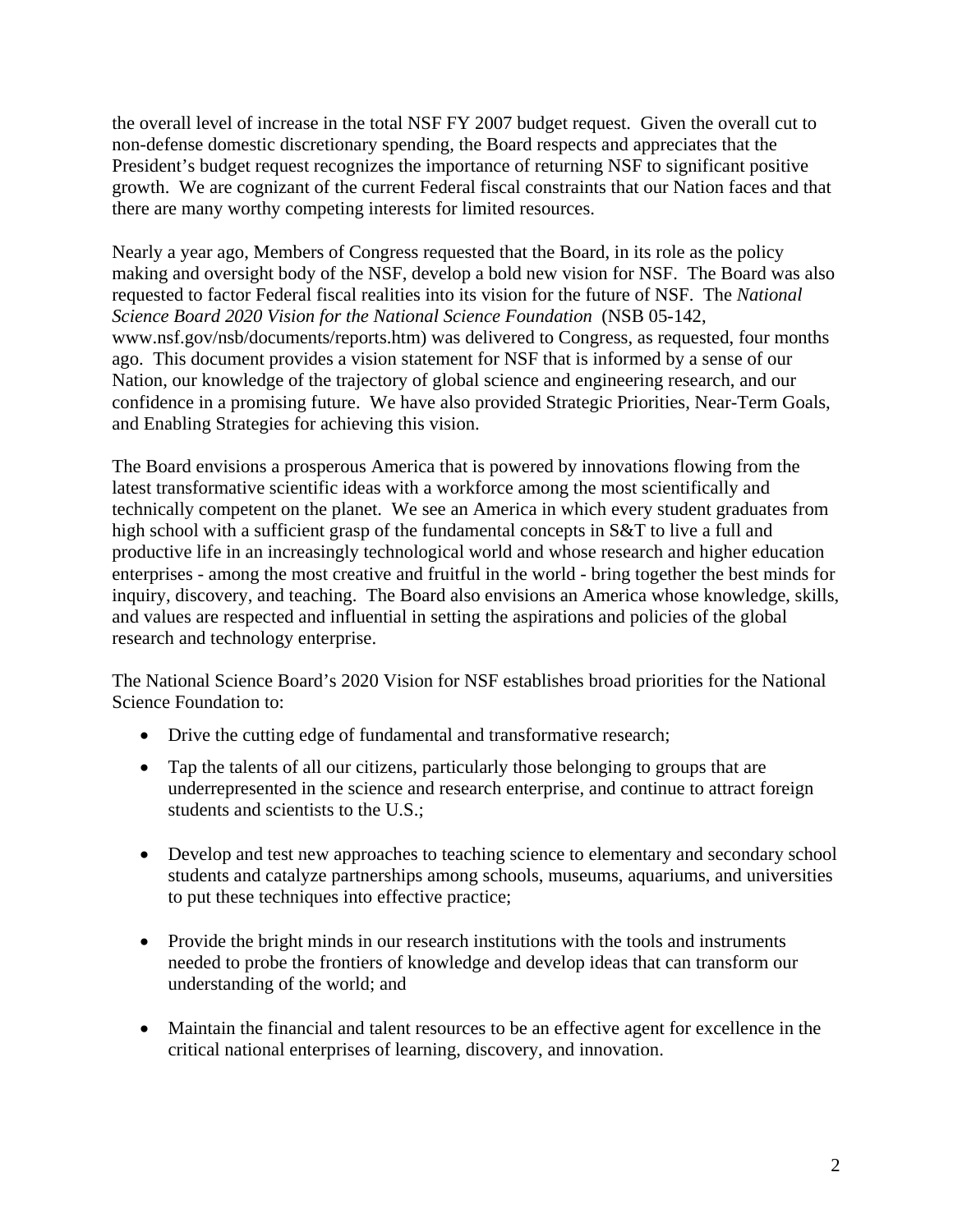the overall level of increase in the total NSF FY 2007 budget request. Given the overall cut to non-defense domestic discretionary spending, the Board respects and appreciates that the President's budget request recognizes the importance of returning NSF to significant positive growth. We are cognizant of the current Federal fiscal constraints that our Nation faces and that there are many worthy competing interests for limited resources.

Nearly a year ago, Members of Congress requested that the Board, in its role as the policy making and oversight body of the NSF, develop a bold new vision for NSF. The Board was also requested to factor Federal fiscal realities into its vision for the future of NSF. The *National Science Board 2020 Vision for the National Science Foundation* (NSB 05-142, www.nsf.gov/nsb/documents/reports.htm) was delivered to Congress, as requested, four months ago. This document provides a vision statement for NSF that is informed by a sense of our Nation, our knowledge of the trajectory of global science and engineering research, and our confidence in a promising future. We have also provided Strategic Priorities, Near-Term Goals, and Enabling Strategies for achieving this vision.

The Board envisions a prosperous America that is powered by innovations flowing from the latest transformative scientific ideas with a workforce among the most scientifically and technically competent on the planet. We see an America in which every student graduates from high school with a sufficient grasp of the fundamental concepts in S&T to live a full and productive life in an increasingly technological world and whose research and higher education enterprises - among the most creative and fruitful in the world - bring together the best minds for inquiry, discovery, and teaching. The Board also envisions an America whose knowledge, skills, and values are respected and influential in setting the aspirations and policies of the global research and technology enterprise.

The National Science Board's 2020 Vision for NSF establishes broad priorities for the National Science Foundation to:

- Drive the cutting edge of fundamental and transformative research;
- Tap the talents of all our citizens, particularly those belonging to groups that are underrepresented in the science and research enterprise, and continue to attract foreign students and scientists to the U.S.;
- Develop and test new approaches to teaching science to elementary and secondary school students and catalyze partnerships among schools, museums, aquariums, and universities to put these techniques into effective practice;
- Provide the bright minds in our research institutions with the tools and instruments needed to probe the frontiers of knowledge and develop ideas that can transform our understanding of the world; and
- Maintain the financial and talent resources to be an effective agent for excellence in the critical national enterprises of learning, discovery, and innovation.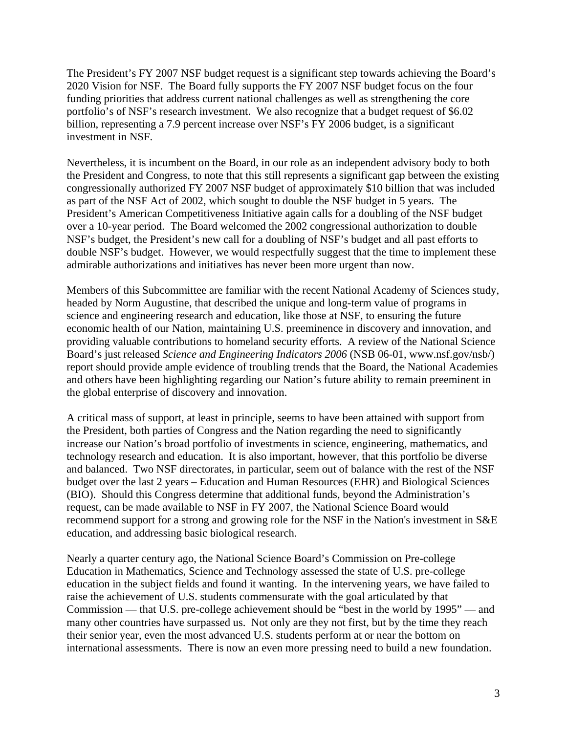The President's FY 2007 NSF budget request is a significant step towards achieving the Board's 2020 Vision for NSF. The Board fully supports the FY 2007 NSF budget focus on the four funding priorities that address current national challenges as well as strengthening the core portfolio's of NSF's research investment. We also recognize that a budget request of $6.02 billion, representing a 7.9 percent increase over NSF's FY 2006 budget, is a significant investment in NSF.

Nevertheless, it is incumbent on the Board, in our role as an independent advisory body to both the President and Congress, to note that this still represents a significant gap between the existing congressionally authorized FY 2007 NSF budget of approximately $10 billion that was included as part of the NSF Act of 2002, which sought to double the NSF budget in 5 years. The President's American Competitiveness Initiative again calls for a doubling of the NSF budget over a 10-year period. The Board welcomed the 2002 congressional authorization to double NSF's budget, the President's new call for a doubling of NSF's budget and all past efforts to double NSF's budget. However, we would respectfully suggest that the time to implement these admirable authorizations and initiatives has never been more urgent than now.

Members of this Subcommittee are familiar with the recent National Academy of Sciences study, headed by Norm Augustine, that described the unique and long-term value of programs in science and engineering research and education, like those at NSF, to ensuring the future economic health of our Nation, maintaining U.S. preeminence in discovery and innovation, and providing valuable contributions to homeland security efforts. A review of the National Science Board's just released *Science and Engineering Indicators 2006* (NSB 06-01, www.nsf.gov/nsb/) report should provide ample evidence of troubling trends that the Board, the National Academies and others have been highlighting regarding our Nation's future ability to remain preeminent in the global enterprise of discovery and innovation.

A critical mass of support, at least in principle, seems to have been attained with support from the President, both parties of Congress and the Nation regarding the need to significantly increase our Nation's broad portfolio of investments in science, engineering, mathematics, and technology research and education. It is also important, however, that this portfolio be diverse and balanced. Two NSF directorates, in particular, seem out of balance with the rest of the NSF budget over the last 2 years – Education and Human Resources (EHR) and Biological Sciences (BIO). Should this Congress determine that additional funds, beyond the Administration's request, can be made available to NSF in FY 2007, the National Science Board would recommend support for a strong and growing role for the NSF in the Nation's investment in S&E education, and addressing basic biological research.

Nearly a quarter century ago, the National Science Board's Commission on Pre-college Education in Mathematics, Science and Technology assessed the state of U.S. pre-college education in the subject fields and found it wanting. In the intervening years, we have failed to raise the achievement of U.S. students commensurate with the goal articulated by that Commission — that U.S. pre-college achievement should be "best in the world by 1995" — and many other countries have surpassed us. Not only are they not first, but by the time they reach their senior year, even the most advanced U.S. students perform at or near the bottom on international assessments. There is now an even more pressing need to build a new foundation.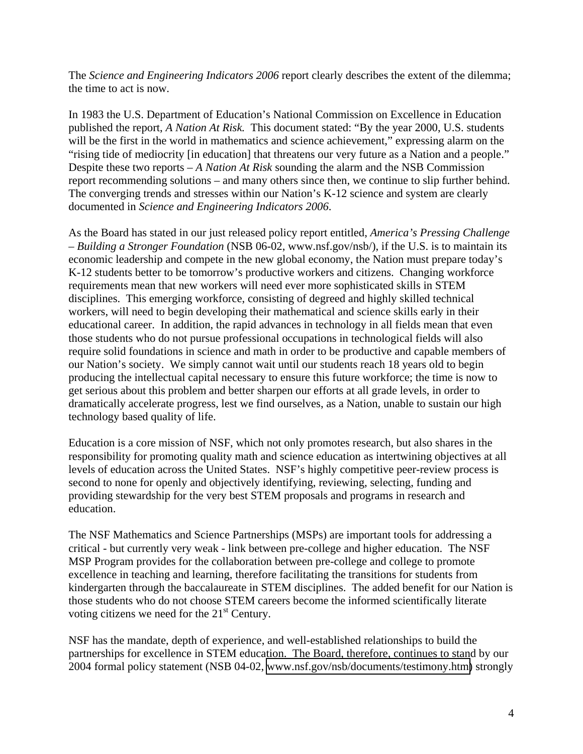The *Science and Engineering Indicators 2006* report clearly describes the extent of the dilemma; the time to act is now.

In 1983 the U.S. Department of Education's National Commission on Excellence in Education published the report, *A Nation At Risk.* This document stated: "By the year 2000, U.S. students will be the first in the world in mathematics and science achievement," expressing alarm on the "rising tide of mediocrity [in education] that threatens our very future as a Nation and a people." Despite these two reports – *A Nation At Risk* sounding the alarm and the NSB Commission report recommending solutions – and many others since then, we continue to slip further behind. The converging trends and stresses within our Nation's K-12 science and system are clearly documented in *Science and Engineering Indicators 2006*.

As the Board has stated in our just released policy report entitled, *America's Pressing Challenge – Building a Stronger Foundation* (NSB 06-02, www.nsf.gov/nsb/), if the U.S. is to maintain its economic leadership and compete in the new global economy, the Nation must prepare today's K-12 students better to be tomorrow's productive workers and citizens. Changing workforce requirements mean that new workers will need ever more sophisticated skills in STEM disciplines. This emerging workforce, consisting of degreed and highly skilled technical workers, will need to begin developing their mathematical and science skills early in their educational career. In addition, the rapid advances in technology in all fields mean that even those students who do not pursue professional occupations in technological fields will also require solid foundations in science and math in order to be productive and capable members of our Nation's society. We simply cannot wait until our students reach 18 years old to begin producing the intellectual capital necessary to ensure this future workforce; the time is now to get serious about this problem and better sharpen our efforts at all grade levels, in order to dramatically accelerate progress, lest we find ourselves, as a Nation, unable to sustain our high technology based quality of life.

Education is a core mission of NSF, which not only promotes research, but also shares in the responsibility for promoting quality math and science education as intertwining objectives at all levels of education across the United States. NSF's highly competitive peer-review process is second to none for openly and objectively identifying, reviewing, selecting, funding and providing stewardship for the very best STEM proposals and programs in research and education.

The NSF Mathematics and Science Partnerships (MSPs) are important tools for addressing a critical - but currently very weak - link between pre-college and higher education. The NSF MSP Program provides for the collaboration between pre-college and college to promote excellence in teaching and learning, therefore facilitating the transitions for students from kindergarten through the baccalaureate in STEM disciplines. The added benefit for our Nation is those students who do not choose STEM careers become the informed scientifically literate voting citizens we need for the 21st Century.

NSF has the mandate, depth of experience, and well-established relationships to build the partnerships for excellence in STEM education. The Board, therefore, continues to stand by our 2004 formal policy statement (NSB 04-02, www.nsf.gov/nsb/documents/testimony.htm) strongly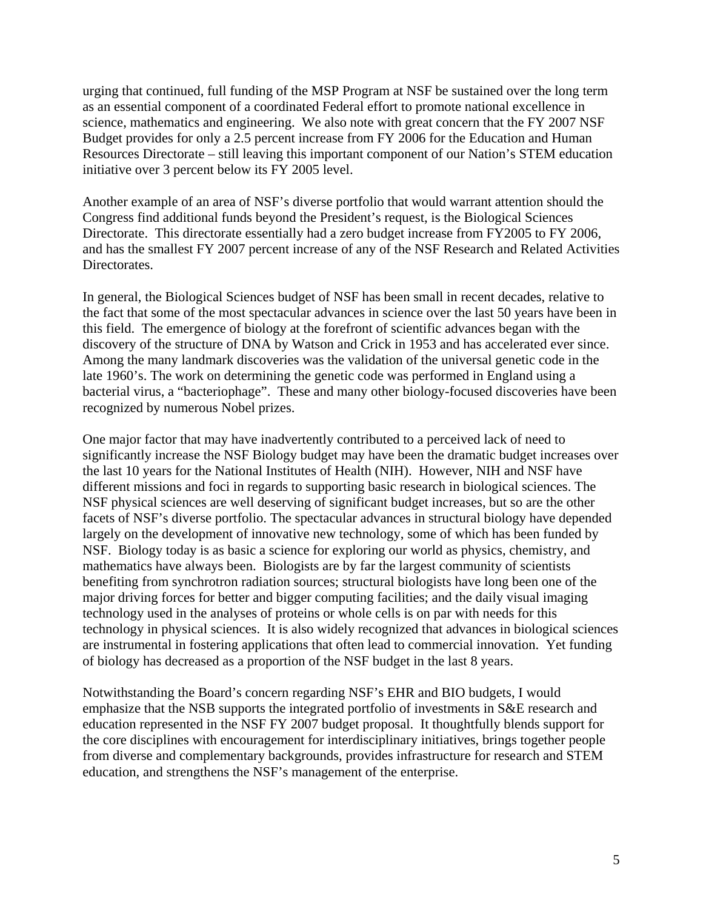urging that continued, full funding of the MSP Program at NSF be sustained over the long term as an essential component of a coordinated Federal effort to promote national excellence in science, mathematics and engineering. We also note with great concern that the FY 2007 NSF Budget provides for only a 2.5 percent increase from FY 2006 for the Education and Human Resources Directorate – still leaving this important component of our Nation's STEM education initiative over 3 percent below its FY 2005 level.

Another example of an area of NSF's diverse portfolio that would warrant attention should the Congress find additional funds beyond the President's request, is the Biological Sciences Directorate. This directorate essentially had a zero budget increase from FY2005 to FY 2006, and has the smallest FY 2007 percent increase of any of the NSF Research and Related Activities Directorates.

In general, the Biological Sciences budget of NSF has been small in recent decades, relative to the fact that some of the most spectacular advances in science over the last 50 years have been in this field. The emergence of biology at the forefront of scientific advances began with the discovery of the structure of DNA by Watson and Crick in 1953 and has accelerated ever since. Among the many landmark discoveries was the validation of the universal genetic code in the late 1960's. The work on determining the genetic code was performed in England using a bacterial virus, a "bacteriophage". These and many other biology-focused discoveries have been recognized by numerous Nobel prizes.

One major factor that may have inadvertently contributed to a perceived lack of need to significantly increase the NSF Biology budget may have been the dramatic budget increases over the last 10 years for the National Institutes of Health (NIH). However, NIH and NSF have different missions and foci in regards to supporting basic research in biological sciences. The NSF physical sciences are well deserving of significant budget increases, but so are the other facets of NSF's diverse portfolio. The spectacular advances in structural biology have depended largely on the development of innovative new technology, some of which has been funded by NSF. Biology today is as basic a science for exploring our world as physics, chemistry, and mathematics have always been. Biologists are by far the largest community of scientists benefiting from synchrotron radiation sources; structural biologists have long been one of the major driving forces for better and bigger computing facilities; and the daily visual imaging technology used in the analyses of proteins or whole cells is on par with needs for this technology in physical sciences. It is also widely recognized that advances in biological sciences are instrumental in fostering applications that often lead to commercial innovation. Yet funding of biology has decreased as a proportion of the NSF budget in the last 8 years.

Notwithstanding the Board's concern regarding NSF's EHR and BIO budgets, I would emphasize that the NSB supports the integrated portfolio of investments in S&E research and education represented in the NSF FY 2007 budget proposal. It thoughtfully blends support for the core disciplines with encouragement for interdisciplinary initiatives, brings together people from diverse and complementary backgrounds, provides infrastructure for research and STEM education, and strengthens the NSF's management of the enterprise.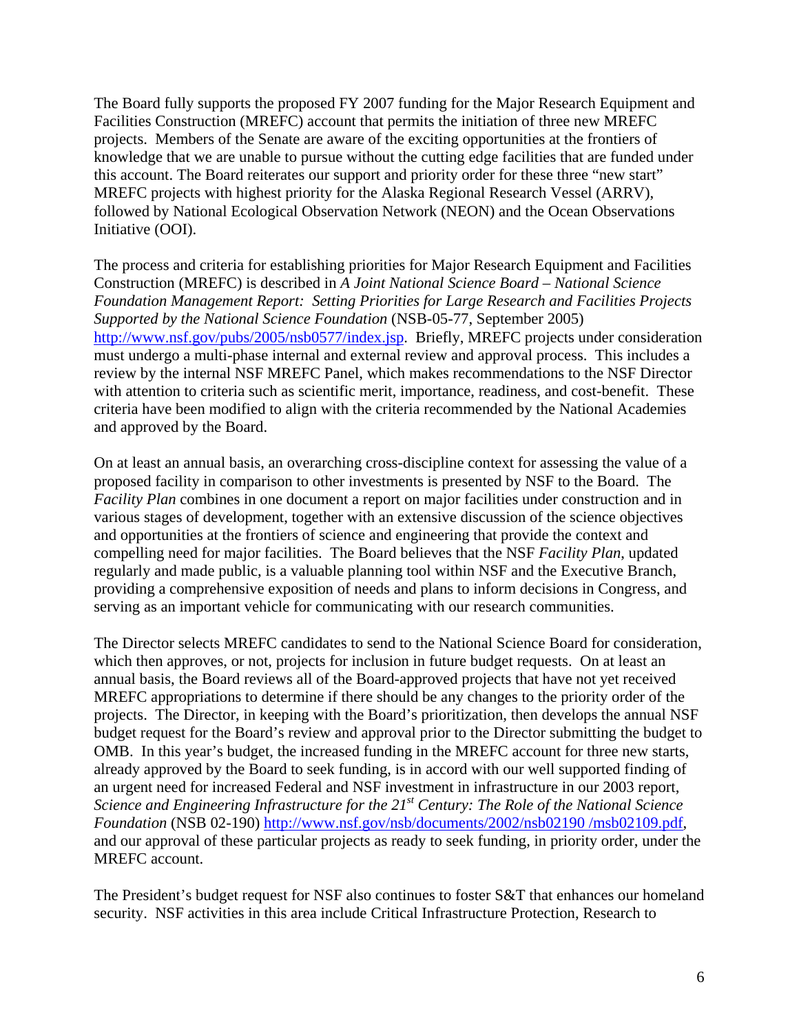The Board fully supports the proposed FY 2007 funding for the Major Research Equipment and Facilities Construction (MREFC) account that permits the initiation of three new MREFC projects. Members of the Senate are aware of the exciting opportunities at the frontiers of knowledge that we are unable to pursue without the cutting edge facilities that are funded under this account. The Board reiterates our support and priority order for these three "new start" MREFC projects with highest priority for the Alaska Regional Research Vessel (ARRV), followed by National Ecological Observation Network (NEON) and the Ocean Observations Initiative (OOI).

The process and criteria for establishing priorities for Major Research Equipment and Facilities Construction (MREFC) is described in *A Joint National Science Board – National Science Foundation Management Report: Setting Priorities for Large Research and Facilities Projects Supported by the National Science Foundation* (NSB-05-77, September 2005) http://www.nsf.gov/pubs/2005/nsb0577/index.jsp. Briefly, MREFC projects under consideration must undergo a multi-phase internal and external review and approval process. This includes a review by the internal NSF MREFC Panel, which makes recommendations to the NSF Director with attention to criteria such as scientific merit, importance, readiness, and cost-benefit. These criteria have been modified to align with the criteria recommended by the National Academies and approved by the Board.

On at least an annual basis, an overarching cross-discipline context for assessing the value of a proposed facility in comparison to other investments is presented by NSF to the Board. The *Facility Plan* combines in one document a report on major facilities under construction and in various stages of development, together with an extensive discussion of the science objectives and opportunities at the frontiers of science and engineering that provide the context and compelling need for major facilities. The Board believes that the NSF *Facility Plan*, updated regularly and made public, is a valuable planning tool within NSF and the Executive Branch, providing a comprehensive exposition of needs and plans to inform decisions in Congress, and serving as an important vehicle for communicating with our research communities.

The Director selects MREFC candidates to send to the National Science Board for consideration, which then approves, or not, projects for inclusion in future budget requests. On at least an annual basis, the Board reviews all of the Board-approved projects that have not yet received MREFC appropriations to determine if there should be any changes to the priority order of the projects. The Director, in keeping with the Board's prioritization, then develops the annual NSF budget request for the Board's review and approval prior to the Director submitting the budget to OMB. In this year's budget, the increased funding in the MREFC account for three new starts, already approved by the Board to seek funding, is in accord with our well supported finding of an urgent need for increased Federal and NSF investment in infrastructure in our 2003 report, *Science and Engineering Infrastructure for the 21st Century: The Role of the National Science Foundation* (NSB 02-190) http://www.nsf.gov/nsb/documents/2002/nsb02190 /msb02109.pdf, and our approval of these particular projects as ready to seek funding, in priority order, under the MREFC account.

The President's budget request for NSF also continues to foster S&T that enhances our homeland security. NSF activities in this area include Critical Infrastructure Protection, Research to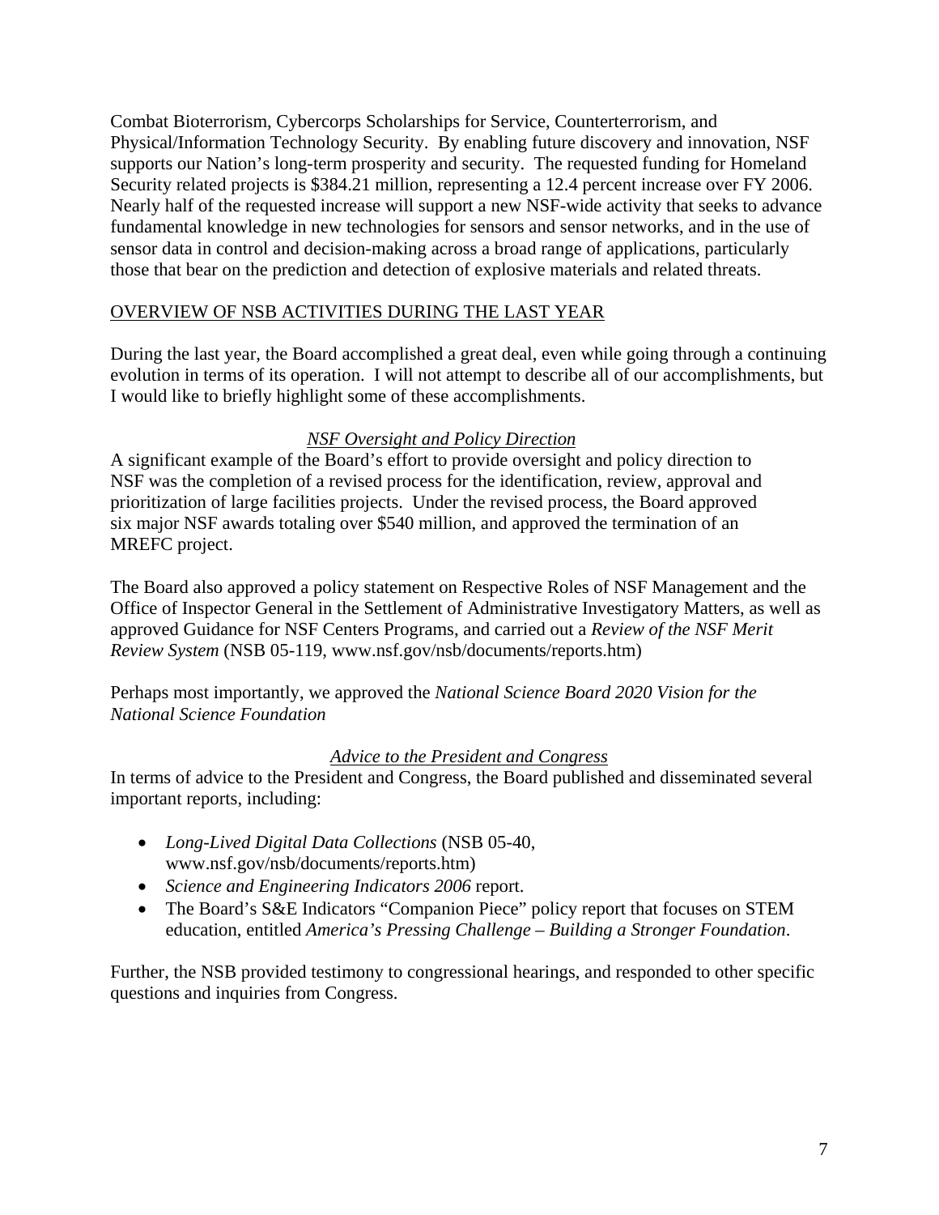Combat Bioterrorism, Cybercorps Scholarships for Service, Counterterrorism, and Physical/Information Technology Security. By enabling future discovery and innovation, NSF supports our Nation's long-term prosperity and security. The requested funding for Homeland Security related projects is $384.21 million, representing a 12.4 percent increase over FY 2006. Nearly half of the requested increase will support a new NSF-wide activity that seeks to advance fundamental knowledge in new technologies for sensors and sensor networks, and in the use of sensor data in control and decision-making across a broad range of applications, particularly those that bear on the prediction and detection of explosive materials and related threats.

## OVERVIEW OF NSB ACTIVITIES DURING THE LAST YEAR

During the last year, the Board accomplished a great deal, even while going through a continuing evolution in terms of its operation. I will not attempt to describe all of our accomplishments, but I would like to briefly highlight some of these accomplishments.

### *NSF Oversight and Policy Direction*

A significant example of the Board's effort to provide oversight and policy direction to NSF was the completion of a revised process for the identification, review, approval and prioritization of large facilities projects. Under the revised process, the Board approved six major NSF awards totaling over $540 million, and approved the termination of an MREFC project.

The Board also approved a policy statement on Respective Roles of NSF Management and the Office of Inspector General in the Settlement of Administrative Investigatory Matters, as well as approved Guidance for NSF Centers Programs, and carried out a *Review of the NSF Merit Review System* (NSB 05-119, www.nsf.gov/nsb/documents/reports.htm)

Perhaps most importantly, we approved the *National Science Board 2020 Vision for the National Science Foundation*

### *Advice to the President and Congress*

In terms of advice to the President and Congress, the Board published and disseminated several important reports, including:

- *Long-Lived Digital Data Collections* (NSB 05-40, www.nsf.gov/nsb/documents/reports.htm)
- *Science and Engineering Indicators 2006* report.
- The Board's S&E Indicators "Companion Piece" policy report that focuses on STEM education, entitled *America's Pressing Challenge – Building a Stronger Foundation*.

Further, the NSB provided testimony to congressional hearings, and responded to other specific questions and inquiries from Congress.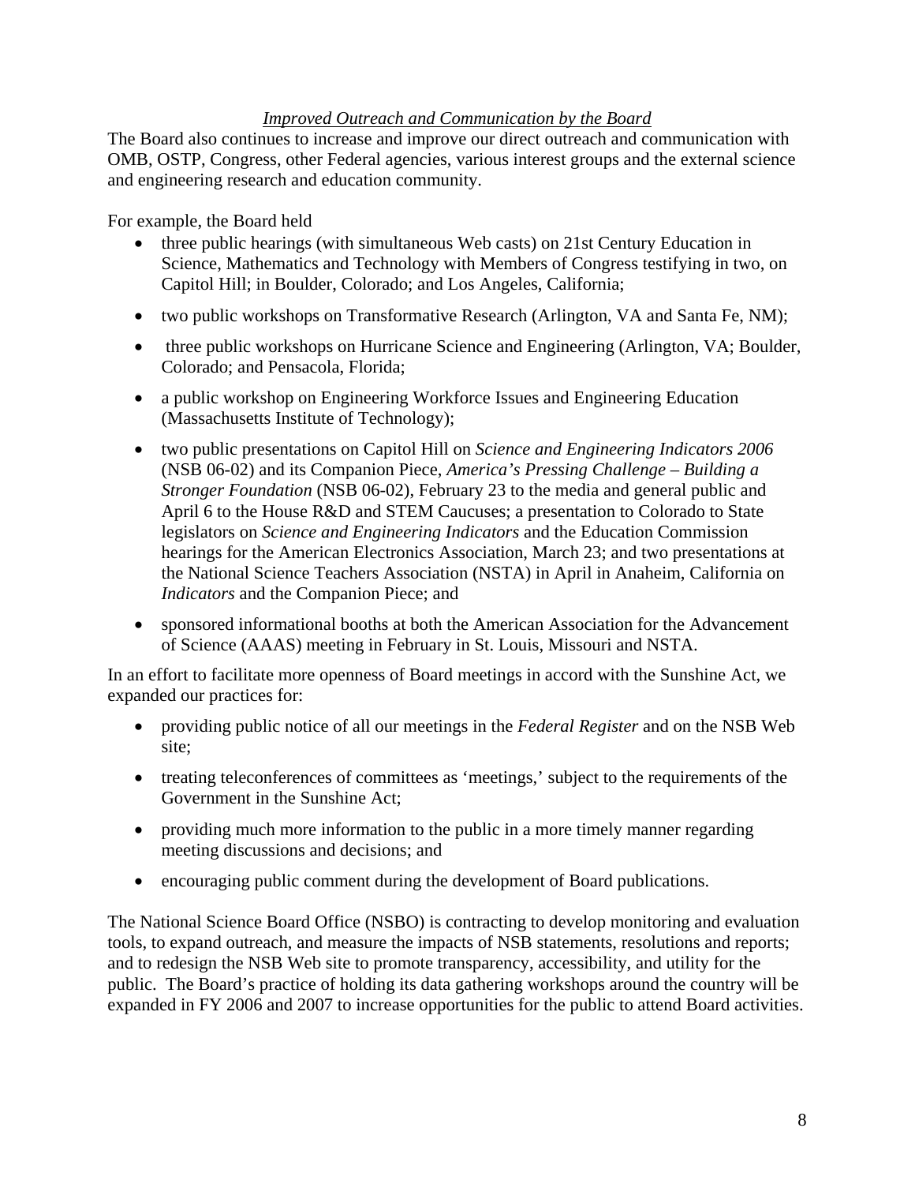*Improved Outreach and Communication by the Board*

The Board also continues to increase and improve our direct outreach and communication with OMB, OSTP, Congress, other Federal agencies, various interest groups and the external science and engineering research and education community.

For example, the Board held

- three public hearings (with simultaneous Web casts) on 21st Century Education in Science, Mathematics and Technology with Members of Congress testifying in two, on Capitol Hill; in Boulder, Colorado; and Los Angeles, California;
- two public workshops on Transformative Research (Arlington, VA and Santa Fe, NM);
- three public workshops on Hurricane Science and Engineering (Arlington, VA; Boulder, Colorado; and Pensacola, Florida;
- a public workshop on Engineering Workforce Issues and Engineering Education (Massachusetts Institute of Technology);
- two public presentations on Capitol Hill on *Science and Engineering Indicators 2006* (NSB 06-02) and its Companion Piece, *America's Pressing Challenge – Building a Stronger Foundation* (NSB 06-02), February 23 to the media and general public and April 6 to the House R&D and STEM Caucuses; a presentation to Colorado to State legislators on *Science and Engineering Indicators* and the Education Commission hearings for the American Electronics Association, March 23; and two presentations at the National Science Teachers Association (NSTA) in April in Anaheim, California on *Indicators* and the Companion Piece; and
- sponsored informational booths at both the American Association for the Advancement of Science (AAAS) meeting in February in St. Louis, Missouri and NSTA.

In an effort to facilitate more openness of Board meetings in accord with the Sunshine Act, we expanded our practices for:

- providing public notice of all our meetings in the *Federal Register* and on the NSB Web site;
- treating teleconferences of committees as 'meetings,' subject to the requirements of the Government in the Sunshine Act;
- providing much more information to the public in a more timely manner regarding meeting discussions and decisions; and
- encouraging public comment during the development of Board publications.

The National Science Board Office (NSBO) is contracting to develop monitoring and evaluation tools, to expand outreach, and measure the impacts of NSB statements, resolutions and reports; and to redesign the NSB Web site to promote transparency, accessibility, and utility for the public. The Board's practice of holding its data gathering workshops around the country will be expanded in FY 2006 and 2007 to increase opportunities for the public to attend Board activities.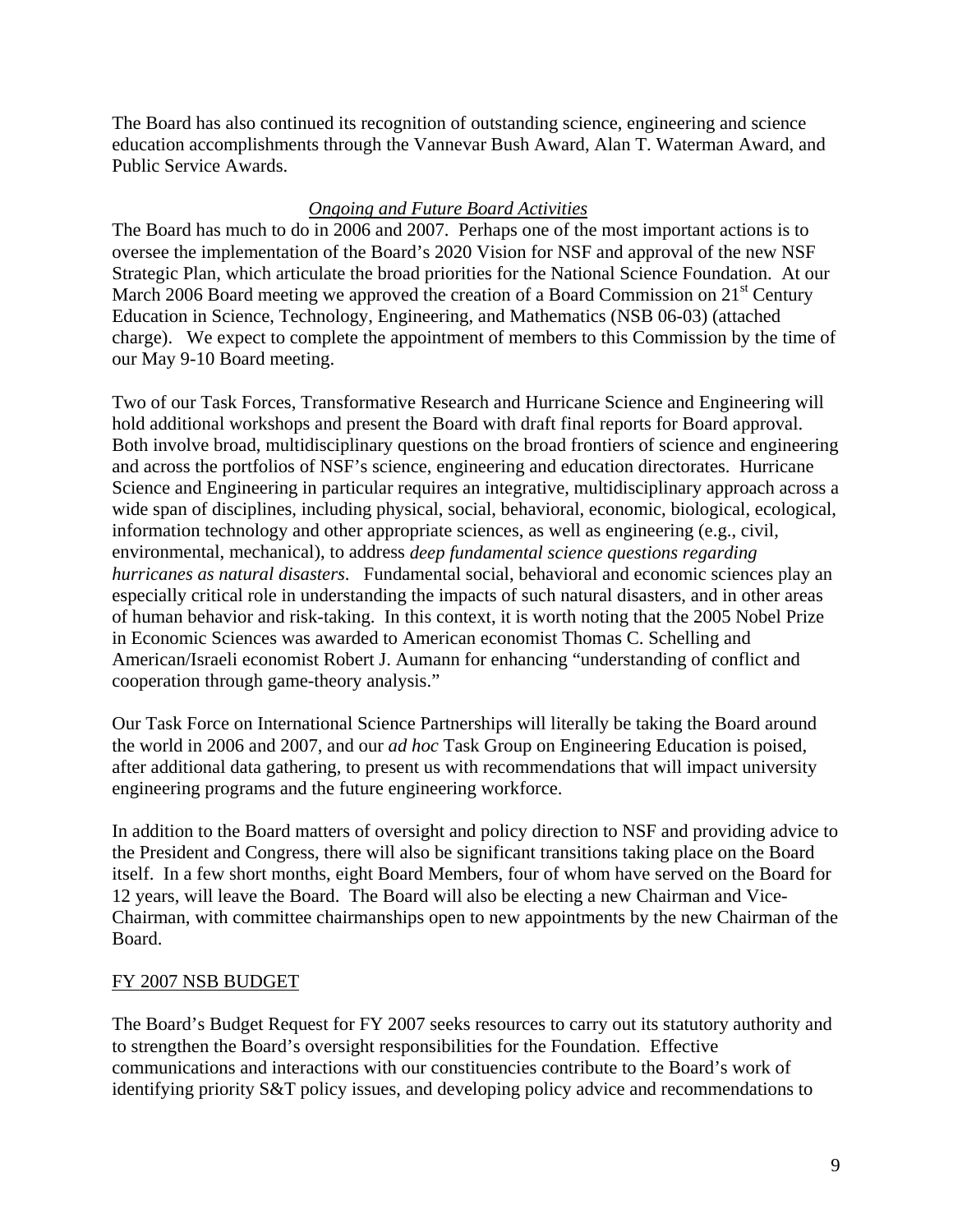The Board has also continued its recognition of outstanding science, engineering and science education accomplishments through the Vannevar Bush Award, Alan T. Waterman Award, and Public Service Awards.

### *Ongoing and Future Board Activities*

The Board has much to do in 2006 and 2007. Perhaps one of the most important actions is to oversee the implementation of the Board's 2020 Vision for NSF and approval of the new NSF Strategic Plan, which articulate the broad priorities for the National Science Foundation. At our March 2006 Board meeting we approved the creation of a Board Commission on 21st Century Education in Science, Technology, Engineering, and Mathematics (NSB 06-03) (attached charge). We expect to complete the appointment of members to this Commission by the time of our May 9-10 Board meeting.

Two of our Task Forces, Transformative Research and Hurricane Science and Engineering will hold additional workshops and present the Board with draft final reports for Board approval. Both involve broad, multidisciplinary questions on the broad frontiers of science and engineering and across the portfolios of NSF's science, engineering and education directorates. Hurricane Science and Engineering in particular requires an integrative, multidisciplinary approach across a wide span of disciplines, including physical, social, behavioral, economic, biological, ecological, information technology and other appropriate sciences, as well as engineering (e.g., civil, environmental, mechanical), to address *deep fundamental science questions regarding hurricanes as natural disasters*. Fundamental social, behavioral and economic sciences play an especially critical role in understanding the impacts of such natural disasters, and in other areas of human behavior and risk-taking. In this context, it is worth noting that the 2005 Nobel Prize in Economic Sciences was awarded to American economist Thomas C. Schelling and American/Israeli economist Robert J. Aumann for enhancing "understanding of conflict and cooperation through game-theory analysis."

Our Task Force on International Science Partnerships will literally be taking the Board around the world in 2006 and 2007, and our *ad hoc* Task Group on Engineering Education is poised, after additional data gathering, to present us with recommendations that will impact university engineering programs and the future engineering workforce.

In addition to the Board matters of oversight and policy direction to NSF and providing advice to the President and Congress, there will also be significant transitions taking place on the Board itself. In a few short months, eight Board Members, four of whom have served on the Board for 12 years, will leave the Board. The Board will also be electing a new Chairman and Vice-Chairman, with committee chairmanships open to new appointments by the new Chairman of the Board.

## FY 2007 NSB BUDGET

The Board's Budget Request for FY 2007 seeks resources to carry out its statutory authority and to strengthen the Board's oversight responsibilities for the Foundation. Effective communications and interactions with our constituencies contribute to the Board's work of identifying priority S&T policy issues, and developing policy advice and recommendations to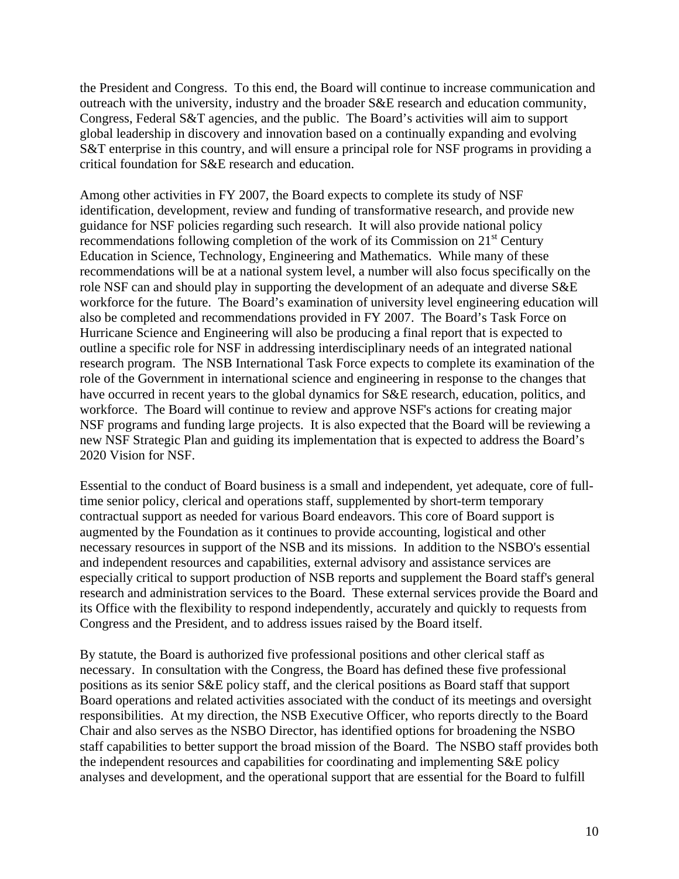the President and Congress. To this end, the Board will continue to increase communication and outreach with the university, industry and the broader S&E research and education community, Congress, Federal S&T agencies, and the public. The Board's activities will aim to support global leadership in discovery and innovation based on a continually expanding and evolving S&T enterprise in this country, and will ensure a principal role for NSF programs in providing a critical foundation for S&E research and education.

Among other activities in FY 2007, the Board expects to complete its study of NSF identification, development, review and funding of transformative research, and provide new guidance for NSF policies regarding such research. It will also provide national policy recommendations following completion of the work of its Commission on 21st Century Education in Science, Technology, Engineering and Mathematics. While many of these recommendations will be at a national system level, a number will also focus specifically on the role NSF can and should play in supporting the development of an adequate and diverse S&E workforce for the future. The Board's examination of university level engineering education will also be completed and recommendations provided in FY 2007. The Board's Task Force on Hurricane Science and Engineering will also be producing a final report that is expected to outline a specific role for NSF in addressing interdisciplinary needs of an integrated national research program. The NSB International Task Force expects to complete its examination of the role of the Government in international science and engineering in response to the changes that have occurred in recent years to the global dynamics for S&E research, education, politics, and workforce. The Board will continue to review and approve NSF's actions for creating major NSF programs and funding large projects. It is also expected that the Board will be reviewing a new NSF Strategic Plan and guiding its implementation that is expected to address the Board's 2020 Vision for NSF.

Essential to the conduct of Board business is a small and independent, yet adequate, core of full-time senior policy, clerical and operations staff, supplemented by short-term temporary contractual support as needed for various Board endeavors. This core of Board support is augmented by the Foundation as it continues to provide accounting, logistical and other necessary resources in support of the NSB and its missions. In addition to the NSBO's essential and independent resources and capabilities, external advisory and assistance services are especially critical to support production of NSB reports and supplement the Board staff's general research and administration services to the Board. These external services provide the Board and its Office with the flexibility to respond independently, accurately and quickly to requests from Congress and the President, and to address issues raised by the Board itself.

By statute, the Board is authorized five professional positions and other clerical staff as necessary. In consultation with the Congress, the Board has defined these five professional positions as its senior S&E policy staff, and the clerical positions as Board staff that support Board operations and related activities associated with the conduct of its meetings and oversight responsibilities. At my direction, the NSB Executive Officer, who reports directly to the Board Chair and also serves as the NSBO Director, has identified options for broadening the NSBO staff capabilities to better support the broad mission of the Board. The NSBO staff provides both the independent resources and capabilities for coordinating and implementing S&E policy analyses and development, and the operational support that are essential for the Board to fulfill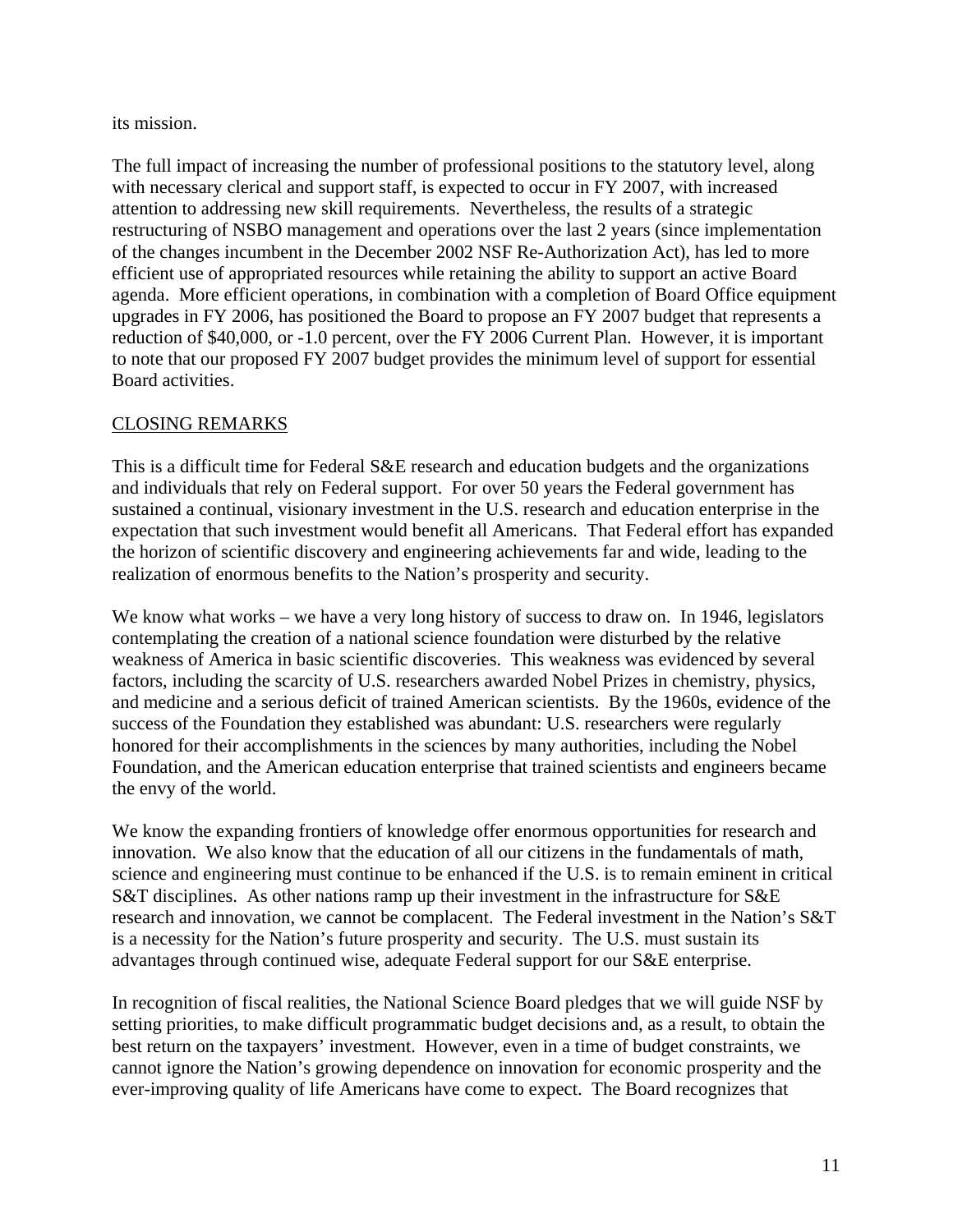its mission.

The full impact of increasing the number of professional positions to the statutory level, along with necessary clerical and support staff, is expected to occur in FY 2007, with increased attention to addressing new skill requirements. Nevertheless, the results of a strategic restructuring of NSBO management and operations over the last 2 years (since implementation of the changes incumbent in the December 2002 NSF Re-Authorization Act), has led to more efficient use of appropriated resources while retaining the ability to support an active Board agenda. More efficient operations, in combination with a completion of Board Office equipment upgrades in FY 2006, has positioned the Board to propose an FY 2007 budget that represents a reduction of $40,000, or -1.0 percent, over the FY 2006 Current Plan. However, it is important to note that our proposed FY 2007 budget provides the minimum level of support for essential Board activities.

## CLOSING REMARKS

This is a difficult time for Federal S&E research and education budgets and the organizations and individuals that rely on Federal support. For over 50 years the Federal government has sustained a continual, visionary investment in the U.S. research and education enterprise in the expectation that such investment would benefit all Americans. That Federal effort has expanded the horizon of scientific discovery and engineering achievements far and wide, leading to the realization of enormous benefits to the Nation's prosperity and security.

We know what works – we have a very long history of success to draw on. In 1946, legislators contemplating the creation of a national science foundation were disturbed by the relative weakness of America in basic scientific discoveries. This weakness was evidenced by several factors, including the scarcity of U.S. researchers awarded Nobel Prizes in chemistry, physics, and medicine and a serious deficit of trained American scientists. By the 1960s, evidence of the success of the Foundation they established was abundant: U.S. researchers were regularly honored for their accomplishments in the sciences by many authorities, including the Nobel Foundation, and the American education enterprise that trained scientists and engineers became the envy of the world.

We know the expanding frontiers of knowledge offer enormous opportunities for research and innovation. We also know that the education of all our citizens in the fundamentals of math, science and engineering must continue to be enhanced if the U.S. is to remain eminent in critical S&T disciplines. As other nations ramp up their investment in the infrastructure for S&E research and innovation, we cannot be complacent. The Federal investment in the Nation's S&T is a necessity for the Nation's future prosperity and security. The U.S. must sustain its advantages through continued wise, adequate Federal support for our S&E enterprise.

In recognition of fiscal realities, the National Science Board pledges that we will guide NSF by setting priorities, to make difficult programmatic budget decisions and, as a result, to obtain the best return on the taxpayers' investment. However, even in a time of budget constraints, we cannot ignore the Nation's growing dependence on innovation for economic prosperity and the ever-improving quality of life Americans have come to expect. The Board recognizes that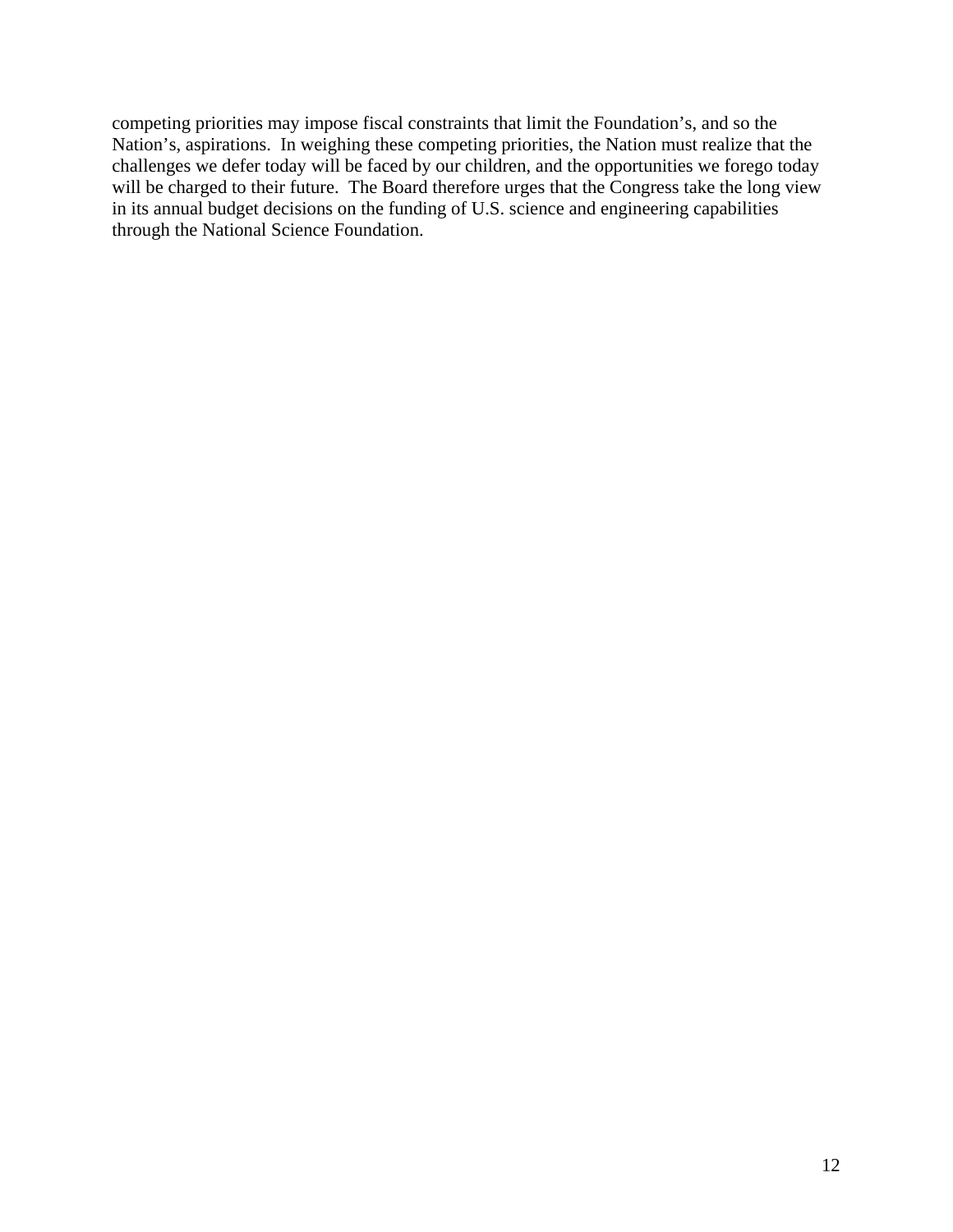competing priorities may impose fiscal constraints that limit the Foundation's, and so the Nation's, aspirations. In weighing these competing priorities, the Nation must realize that the challenges we defer today will be faced by our children, and the opportunities we forego today will be charged to their future. The Board therefore urges that the Congress take the long view in its annual budget decisions on the funding of U.S. science and engineering capabilities through the National Science Foundation.